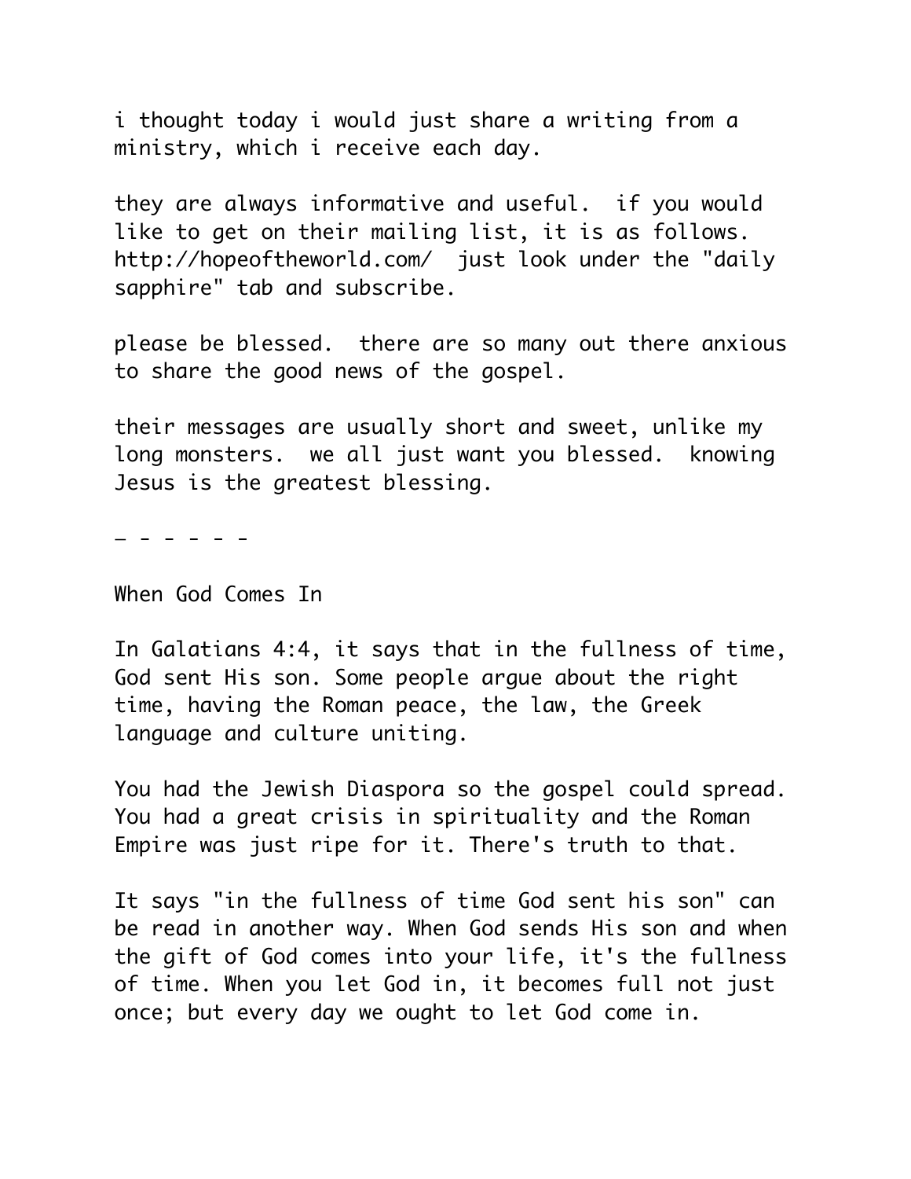i thought today i would just share a writing from a ministry, which i receive each day.

they are always informative and useful. if you would like to get on their mailing list, it is as follows. http://hopeoftheworld.com/ just look under the "daily sapphire" tab and subscribe.

please be blessed. there are so many out there anxious to share the good news of the gospel.

their messages are usually short and sweet, unlike my long monsters. we all just want you blessed. knowing Jesus is the greatest blessing.

_ - - - - -

When God Comes In

In Galatians 4:4, it says that in the fullness of time, God sent His son. Some people argue about the right time, having the Roman peace, the law, the Greek language and culture uniting.

You had the Jewish Diaspora so the gospel could spread. You had a great crisis in spirituality and the Roman Empire was just ripe for it. There's truth to that.

It says "in the fullness of time God sent his son" can be read in another way. When God sends His son and when the gift of God comes into your life, it's the fullness of time. When you let God in, it becomes full not just once; but every day we ought to let God come in.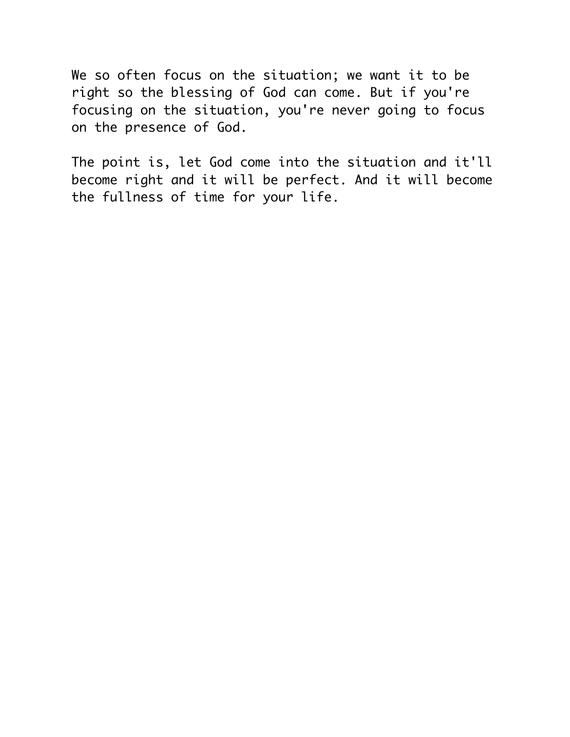We so often focus on the situation; we want it to be right so the blessing of God can come. But if you're focusing on the situation, you're never going to focus on the presence of God.

The point is, let God come into the situation and it'll become right and it will be perfect. And it will become the fullness of time for your life.